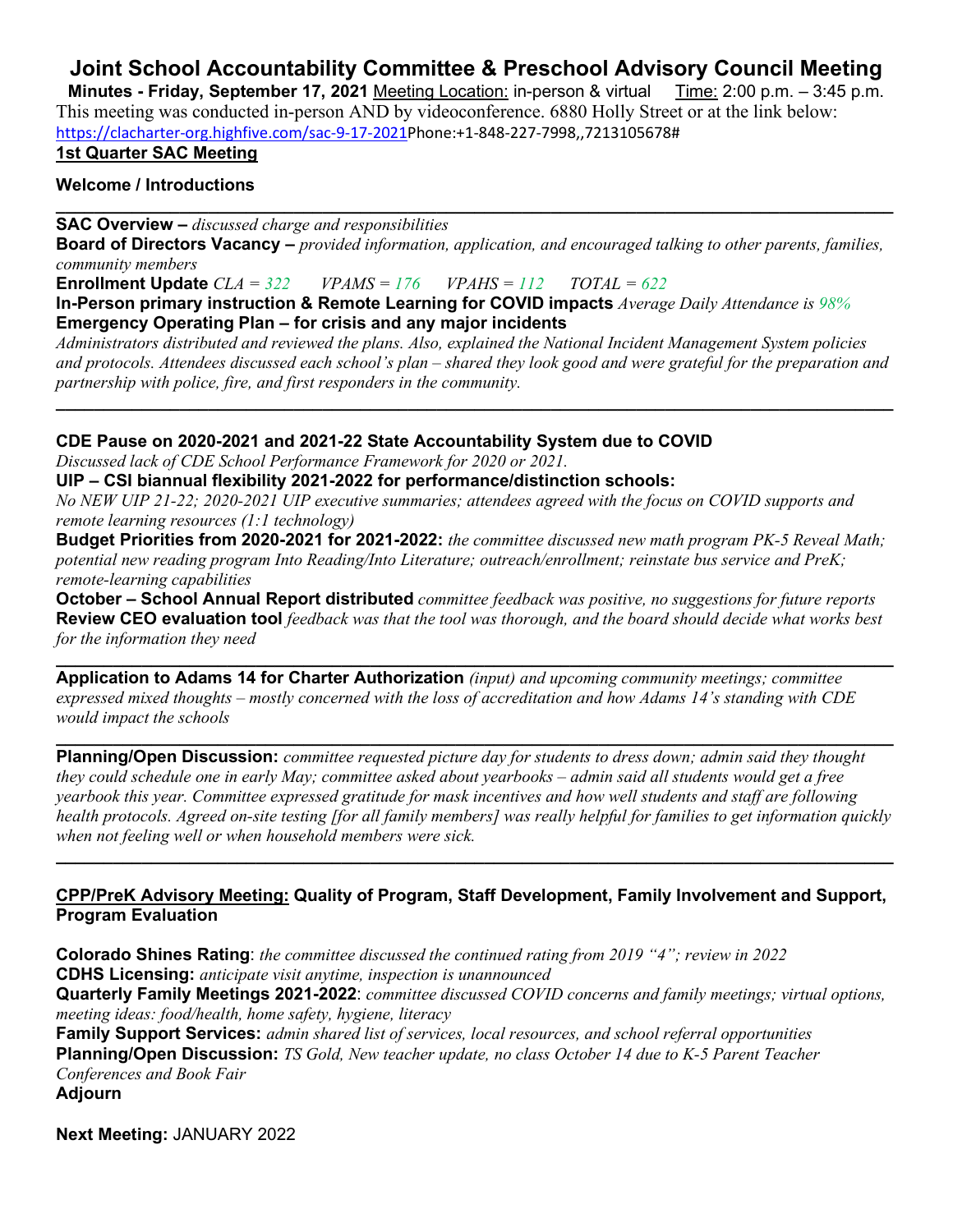# Joint School Accountability Committee & Preschool Advisory Council Meeting

**Minutes - Friday, September 17, 2021** Meeting Location: in-person & virtual Time: 2:00 p.m. – 3:45 p.m.

This meeting was conducted in-person AND by videoconference. 6880 Holly Street or at the link below: https://clacharter-org.highfive.com/sac-9-17-2021Phone:+1-848-227-7998,,7213105678#

**1st Quarter SAC Meeting**

**Welcome / Introductions**

---

**SAC Overview –** *discussed charge and responsibilities*

**Board of Directors Vacancy –** *provided information, application, and encouraged talking to other parents, families, community members*

**Enrollment Update** *CLA = 322 VPAMS = 176 VPAHS = 112 TOTAL = 622*

**In-Person primary instruction & Remote Learning for COVID impacts** *Average Daily Attendance is 98%*

**Emergency Operating Plan – for crisis and any major incidents**

*Administrators distributed and reviewed the plans. Also, explained the National Incident Management System policies and protocols. Attendees discussed each school's plan – shared they look good and were grateful for the preparation and partnership with police, fire, and first responders in the community.*

---

**CDE Pause on 2020-2021 and 2021-22 State Accountability System due to COVID**

*Discussed lack of CDE School Performance Framework for 2020 or 2021.*

**UIP – CSI biannual flexibility 2021-2022 for performance/distinction schools:**

*No NEW UIP 21-22; 2020-2021 UIP executive summaries; attendees agreed with the focus on COVID supports and remote learning resources (1:1 technology)*

**Budget Priorities from 2020-2021 for 2021-2022:** *the committee discussed new math program PK-5 Reveal Math; potential new reading program Into Reading/Into Literature; outreach/enrollment; reinstate bus service and PreK; remote-learning capabilities*

**October – School Annual Report distributed** *committee feedback was positive, no suggestions for future reports*

**Review CEO evaluation tool** *feedback was that the tool was thorough, and the board should decide what works best for the information they need*

---

**Application to Adams 14 for Charter Authorization** *(input) and upcoming community meetings; committee expressed mixed thoughts – mostly concerned with the loss of accreditation and how Adams 14's standing with CDE would impact the schools*

---

**Planning/Open Discussion:** *committee requested picture day for students to dress down; admin said they thought they could schedule one in early May; committee asked about yearbooks – admin said all students would get a free yearbook this year. Committee expressed gratitude for mask incentives and how well students and staff are following health protocols. Agreed on-site testing [for all family members] was really helpful for families to get information quickly when not feeling well or when household members were sick.*

---

**CPP/PreK Advisory Meeting: Quality of Program, Staff Development, Family Involvement and Support, Program Evaluation**

**Colorado Shines Rating**: *the committee discussed the continued rating from 2019 "4"; review in 2022*

**CDHS Licensing:** *anticipate visit anytime, inspection is unannounced*

**Quarterly Family Meetings 2021-2022**: *committee discussed COVID concerns and family meetings; virtual options, meeting ideas: food/health, home safety, hygiene, literacy*

**Family Support Services:** *admin shared list of services, local resources, and school referral opportunities*

**Planning/Open Discussion:** *TS Gold, New teacher update, no class October 14 due to K-5 Parent Teacher Conferences and Book Fair*

**Adjourn**

**Next Meeting:** JANUARY 2022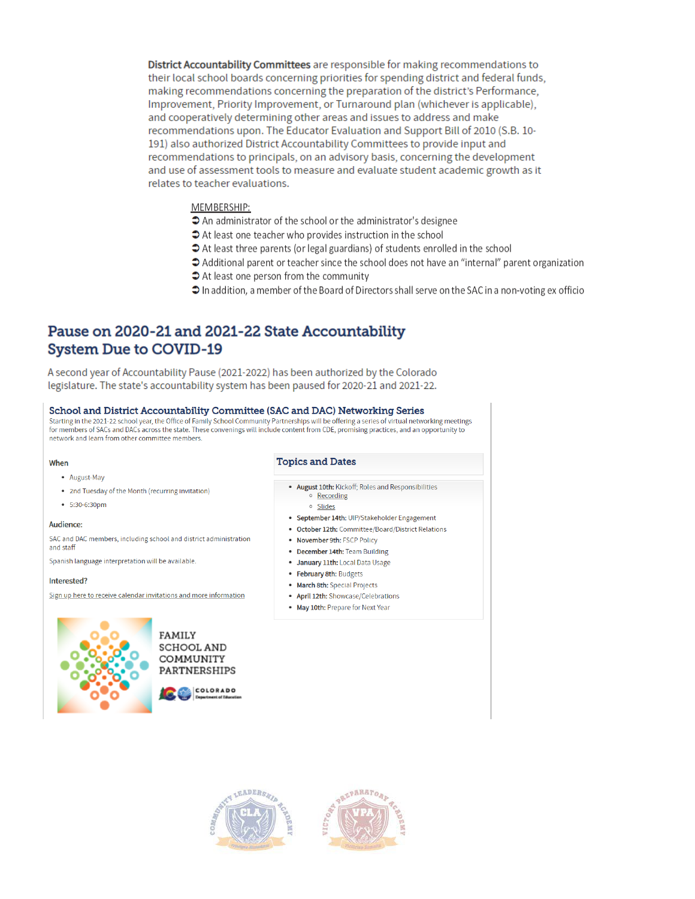**District Accountability Committees** are responsible for making recommendations to their local school boards concerning priorities for spending district and federal funds, making recommendations concerning the preparation of the district's Performance, Improvement, Priority Improvement, or Turnaround plan (whichever is applicable), and cooperatively determining other areas and issues to address and make recommendations upon. The Educator Evaluation and Support Bill of 2010 (S.B. 10-191) also authorized District Accountability Committees to provide input and recommendations to principals, on an advisory basis, concerning the development and use of assessment tools to measure and evaluate student academic growth as it relates to teacher evaluations.

MEMBERSHIP:

- An administrator of the school or the administrator's designee
- At least one teacher who provides instruction in the school
- At least three parents (or legal guardians) of students enrolled in the school
- Additional parent or teacher since the school does not have an "internal" parent organization
- At least one person from the community
- In addition, a member of the Board of Directors shall serve on the SAC in a non-voting ex officio

## Pause on 2020-21 and 2021-22 State Accountability System Due to COVID-19

A second year of Accountability Pause (2021-2022) has been authorized by the Colorado legislature. The state's accountability system has been paused for 2020-21 and 2021-22.

### School and District Accountability Committee (SAC and DAC) Networking Series

Starting in the 2021-22 school year, the Office of Family School Community Partnerships will be offering a series of virtual networking meetings for members of SACs and DACs across the state. These convenings will include content from CDE, promising practices, and an opportunity to network and learn from other committee members.

**When**

- August-May
- 2nd Tuesday of the Month (recurring invitation)
- 5:30-6:30pm

**Audience:**

SAC and DAC members, including school and district administration and staff

Spanish language interpretation will be available.

**Interested?**

Sign up here to receive calendar invitations and more information

FAMILY SCHOOL AND COMMUNITY PARTNERSHIPS

COLORADO Department of Education

**Topics and Dates**

- **August 10th:** Kickoff; Roles and Responsibilities
  - Recording
  - Slides
- **September 14th:** UIP/Stakeholder Engagement
- **October 12th:** Committee/Board/District Relations
- **November 9th:** FSCP Policy
- **December 14th:** Team Building
- **January 11th:** Local Data Usage
- **February 8th:** Budgets
- **March 8th:** Special Projects
- **April 12th:** Showcase/Celebrations
- **May 10th:** Prepare for Next Year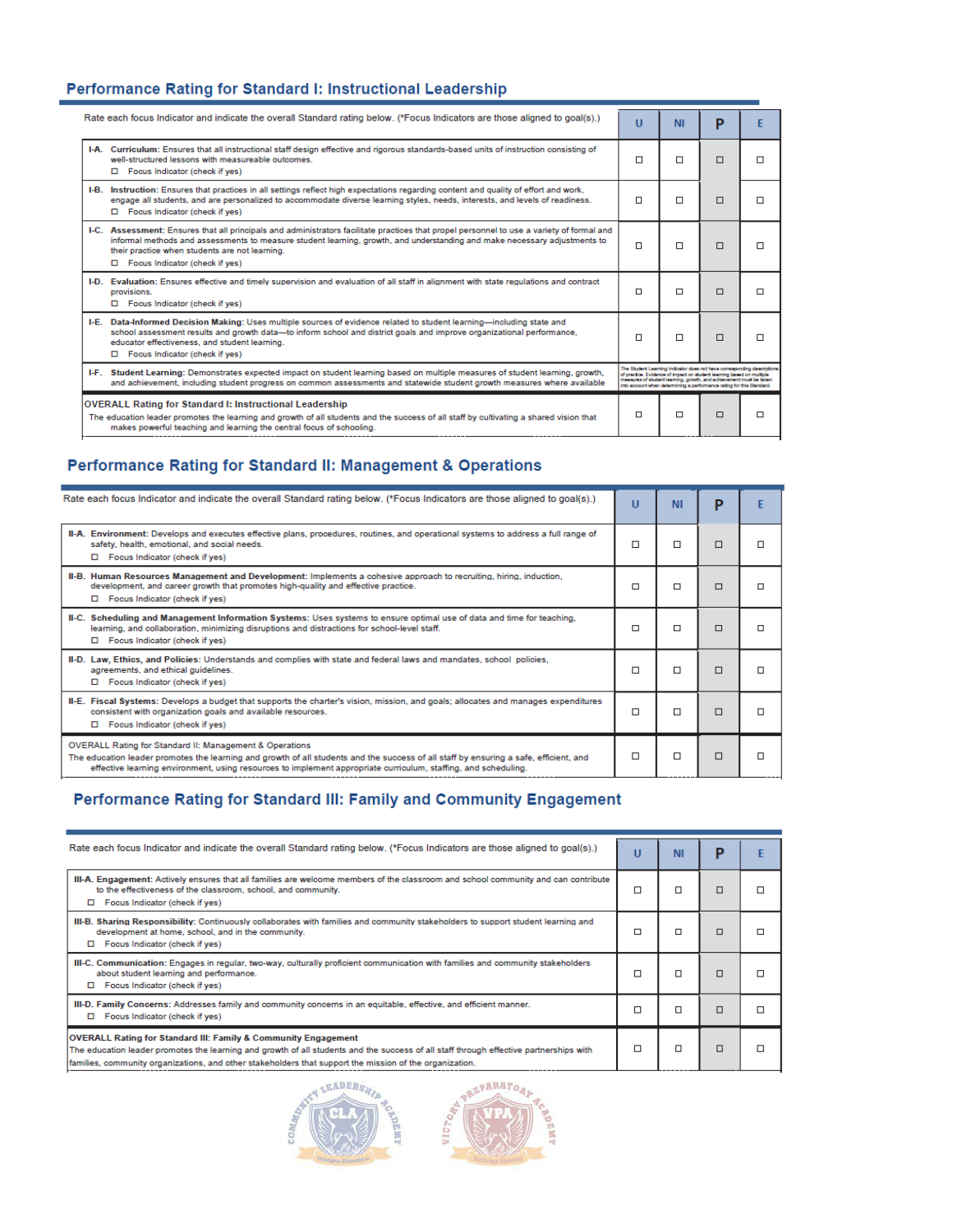## Performance Rating for Standard I: Instructional Leadership

| Rate each focus Indicator and indicate the overall Standard rating below. (*Focus Indicators are those aligned to goal(s).) | U | NI | P | E |
|---|---|---|---|---|
| **I-A. Curriculum:** Ensures that all instructional staff design effective and rigorous standards-based units of instruction consisting of well-structured lessons with measureable outcomes. ☐ Focus Indicator (check if yes) | ☐ | ☐ | ☐ | ☐ |
| **I-B. Instruction:** Ensures that practices in all settings reflect high expectations regarding content and quality of effort and work, engage all students, and are personalized to accommodate diverse learning styles, needs, interests, and levels of readiness. ☐ Focus Indicator (check if yes) | ☐ | ☐ | ☐ | ☐ |
| **I-C. Assessment:** Ensures that all principals and administrators facilitate practices that propel personnel to use a variety of formal and informal methods and assessments to measure student learning, growth, and understanding and make necessary adjustments to their practice when students are not learning. ☐ Focus Indicator (check if yes) | ☐ | ☐ | ☐ | ☐ |
| **I-D. Evaluation:** Ensures effective and timely supervision and evaluation of all staff in alignment with state regulations and contract provisions. ☐ Focus Indicator (check if yes) | ☐ | ☐ | ☐ | ☐ |
| **I-E. Data-Informed Decision Making:** Uses multiple sources of evidence related to student learning—including state and school assessment results and growth data—to inform school and district goals and improve organizational performance, educator effectiveness, and student learning. ☐ Focus Indicator (check if yes) | ☐ | ☐ | ☐ | ☐ |
| **I-F. Student Learning:** Demonstrates expected impact on student learning based on multiple measures of student learning, growth, and achievement, including student progress on common assessments and statewide student growth measures where available | The Student Learning Indicator does not have corresponding descriptions of practice. Evidence of impact on student learning based on multiple measures of student learning, growth, and achievement must be taken into account when determining a performance rating for this Standard. | | | |
| **OVERALL Rating for Standard I: Instructional Leadership** The education leader promotes the learning and growth of all students and the success of all staff by cultivating a shared vision that makes powerful teaching and learning the central focus of schooling. | ☐ | ☐ | ☐ | ☐ |

## Performance Rating for Standard II: Management & Operations

| Rate each focus Indicator and indicate the overall Standard rating below. (*Focus Indicators are those aligned to goal(s).) | U | NI | P | E |
|---|---|---|---|---|
| **II-A. Environment:** Develops and executes effective plans, procedures, routines, and operational systems to address a full range of safety, health, emotional, and social needs. ☐ Focus Indicator (check if yes) | ☐ | ☐ | ☐ | ☐ |
| **II-B. Human Resources Management and Development:** Implements a cohesive approach to recruiting, hiring, induction, development, and career growth that promotes high-quality and effective practice. ☐ Focus Indicator (check if yes) | ☐ | ☐ | ☐ | ☐ |
| **II-C. Scheduling and Management Information Systems:** Uses systems to ensure optimal use of data and time for teaching, learning, and collaboration, minimizing disruptions and distractions for school-level staff. ☐ Focus Indicator (check if yes) | ☐ | ☐ | ☐ | ☐ |
| **II-D. Law, Ethics, and Policies:** Understands and complies with state and federal laws and mandates, school policies, agreements, and ethical guidelines. ☐ Focus Indicator (check if yes) | ☐ | ☐ | ☐ | ☐ |
| **II-E. Fiscal Systems:** Develops a budget that supports the charter's vision, mission, and goals; allocates and manages expenditures consistent with organization goals and available resources. ☐ Focus Indicator (check if yes) | ☐ | ☐ | ☐ | ☐ |
| OVERALL Rating for Standard II: Management & Operations The education leader promotes the learning and growth of all students and the success of all staff by ensuring a safe, efficient, and effective learning environment, using resources to implement appropriate curriculum, staffing, and scheduling. | ☐ | ☐ | ☐ | ☐ |

## Performance Rating for Standard III: Family and Community Engagement

| Rate each focus Indicator and indicate the overall Standard rating below. (*Focus Indicators are those aligned to goal(s).) | U | NI | P | E |
|---|---|---|---|---|
| **III-A. Engagement:** Actively ensures that all families are welcome members of the classroom and school community and can contribute to the effectiveness of the classroom, school, and community. ☐ Focus Indicator (check if yes) | ☐ | ☐ | ☐ | ☐ |
| **III-B. Sharing Responsibility:** Continuously collaborates with families and community stakeholders to support student learning and development at home, school, and in the community. ☐ Focus Indicator (check if yes) | ☐ | ☐ | ☐ | ☐ |
| **III-C. Communication:** Engages in regular, two-way, culturally proficient communication with families and community stakeholders about student learning and performance. ☐ Focus Indicator (check if yes) | ☐ | ☐ | ☐ | ☐ |
| **III-D. Family Concerns:** Addresses family and community concerns in an equitable, effective, and efficient manner. ☐ Focus Indicator (check if yes) | ☐ | ☐ | ☐ | ☐ |
| **OVERALL Rating for Standard III: Family & Community Engagement** The education leader promotes the learning and growth of all students and the success of all staff through effective partnerships with families, community organizations, and other stakeholders that support the mission of the organization. | ☐ | ☐ | ☐ | ☐ |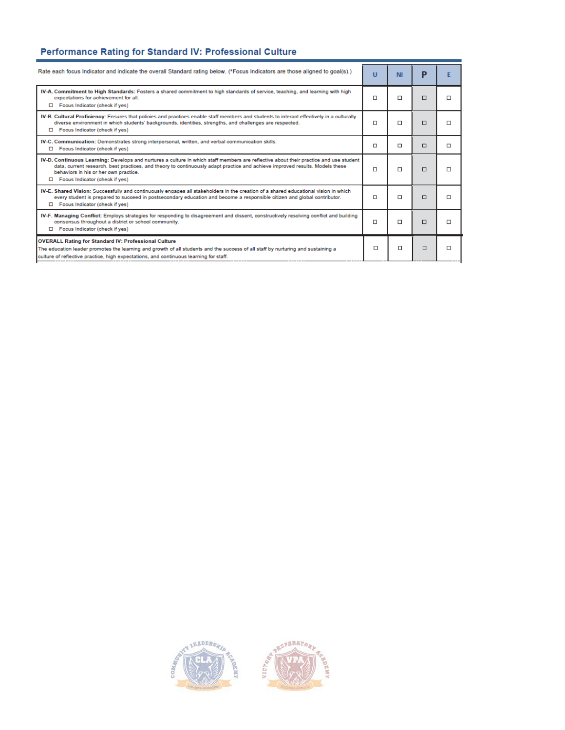## Performance Rating for Standard IV: Professional Culture

| Rate each focus Indicator and indicate the overall Standard rating below. (*Focus Indicators are those aligned to goal(s).) | U | NI | P | E |
|---|---|---|---|---|
| **IV-A. Commitment to High Standards:** Fosters a shared commitment to high standards of service, teaching, and learning with high expectations for achievement for all. ☐ Focus Indicator (check if yes) | ☐ | ☐ | ☐ | ☐ |
| **IV-B. Cultural Proficiency:** Ensures that policies and practices enable staff members and students to interact effectively in a culturally diverse environment in which students' backgrounds, identities, strengths, and challenges are respected. ☐ Focus Indicator (check if yes) | ☐ | ☐ | ☐ | ☐ |
| **IV-C. Communication:** Demonstrates strong interpersonal, written, and verbal communication skills. ☐ Focus Indicator (check if yes) | ☐ | ☐ | ☐ | ☐ |
| **IV-D. Continuous Learning:** Develops and nurtures a culture in which staff members are reflective about their practice and use student data, current research, best practices, and theory to continuously adapt practice and achieve improved results. Models these behaviors in his or her own practice. ☐ Focus Indicator (check if yes) | ☐ | ☐ | ☐ | ☐ |
| **IV-E. Shared Vision:** Successfully and continuously engages all stakeholders in the creation of a shared educational vision in which every student is prepared to succeed in postsecondary education and become a responsible citizen and global contributor. ☐ Focus Indicator (check if yes) | ☐ | ☐ | ☐ | ☐ |
| **IV-F. Managing Conflict:** Employs strategies for responding to disagreement and dissent, constructively resolving conflict and building consensus throughout a district or school community. ☐ Focus Indicator (check if yes) | ☐ | ☐ | ☐ | ☐ |
| **OVERALL Rating for Standard IV: Professional Culture** The education leader promotes the learning and growth of all students and the success of all staff by nurturing and sustaining a culture of reflective practice, high expectations, and continuous learning for staff. | ☐ | ☐ | ☐ | ☐ |